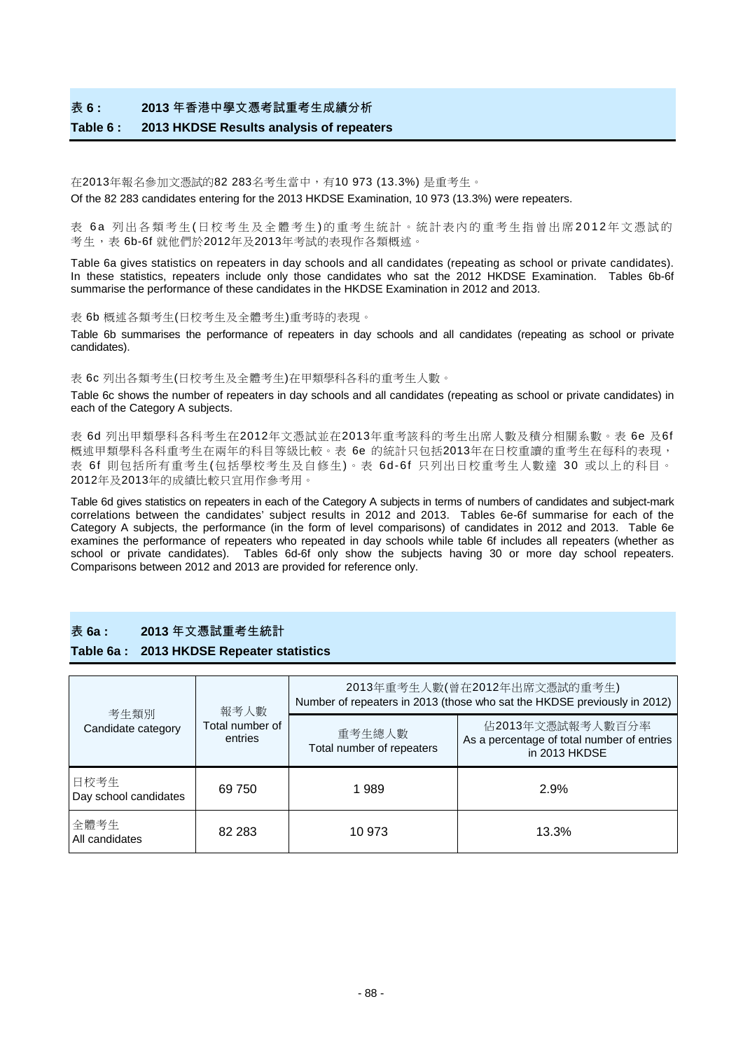## 表 6 : 2013 年香港中學文憑考試重考生成績分析

## Table 6 : 2013 HKDSE Results analysis of repeaters

在2013年報名參加文憑試的82 283名考生當中，有10 973 (13.3%) 是重考生。

Of the 82 283 candidates entering for the 2013 HKDSE Examination, 10 973 (13.3%) were repeaters.

表 6a 列出各類考生(日校考生及全體考生)的重考生統計。統計表內的重考生指曾出席2012年文憑試的考生，表 6b-6f 就他們於2012年及2013年考試的表現作各類概述。

Table 6a gives statistics on repeaters in day schools and all candidates (repeating as school or private candidates). In these statistics, repeaters include only those candidates who sat the 2012 HKDSE Examination. Tables 6b-6f summarise the performance of these candidates in the HKDSE Examination in 2012 and 2013.

表 6b 概述各類考生(日校考生及全體考生)重考時的表現。

Table 6b summarises the performance of repeaters in day schools and all candidates (repeating as school or private candidates).

表 6c 列出各類考生(日校考生及全體考生)在甲類學科各科的重考生人數。

Table 6c shows the number of repeaters in day schools and all candidates (repeating as school or private candidates) in each of the Category A subjects.

表 6d 列出甲類學科各科考生在2012年文憑試並在2013年重考該科的考生出席人數及積分相關系數。表 6e 及6f 概述甲類學科各科重考生在兩年的科目等級比較。表 6e 的統計只包括2013年在日校重讀的重考生在每科的表現，表 6f 則包括所有重考生(包括學校考生及自修生)。表 6d-6f 只列出日校重考生人數達 30 或以上的科目。2012年及2013年的成績比較只宜用作參考用。

Table 6d gives statistics on repeaters in each of the Category A subjects in terms of numbers of candidates and subject-mark correlations between the candidates' subject results in 2012 and 2013. Tables 6e-6f summarise for each of the Category A subjects, the performance (in the form of level comparisons) of candidates in 2012 and 2013. Table 6e examines the performance of repeaters who repeated in day schools while table 6f includes all repeaters (whether as school or private candidates). Tables 6d-6f only show the subjects having 30 or more day school repeaters. Comparisons between 2012 and 2013 are provided for reference only.

## 表 6a : 2013 年文憑試重考生統計

## Table 6a : 2013 HKDSE Repeater statistics

| 考生類別 Candidate category | 報考人數 Total number of entries | 2013年重考生人數(曾在2012年出席文憑試的重考生) Number of repeaters in 2013 (those who sat the HKDSE previously in 2012) | |
|---|---|---|---|
| | | 重考生總人數 Total number of repeaters | 佔2013年文憑試報考人數百分率 As a percentage of total number of entries in 2013 HKDSE |
| 日校考生 Day school candidates | 69 750 | 1 989 | 2.9% |
| 全體考生 All candidates | 82 283 | 10 973 | 13.3% |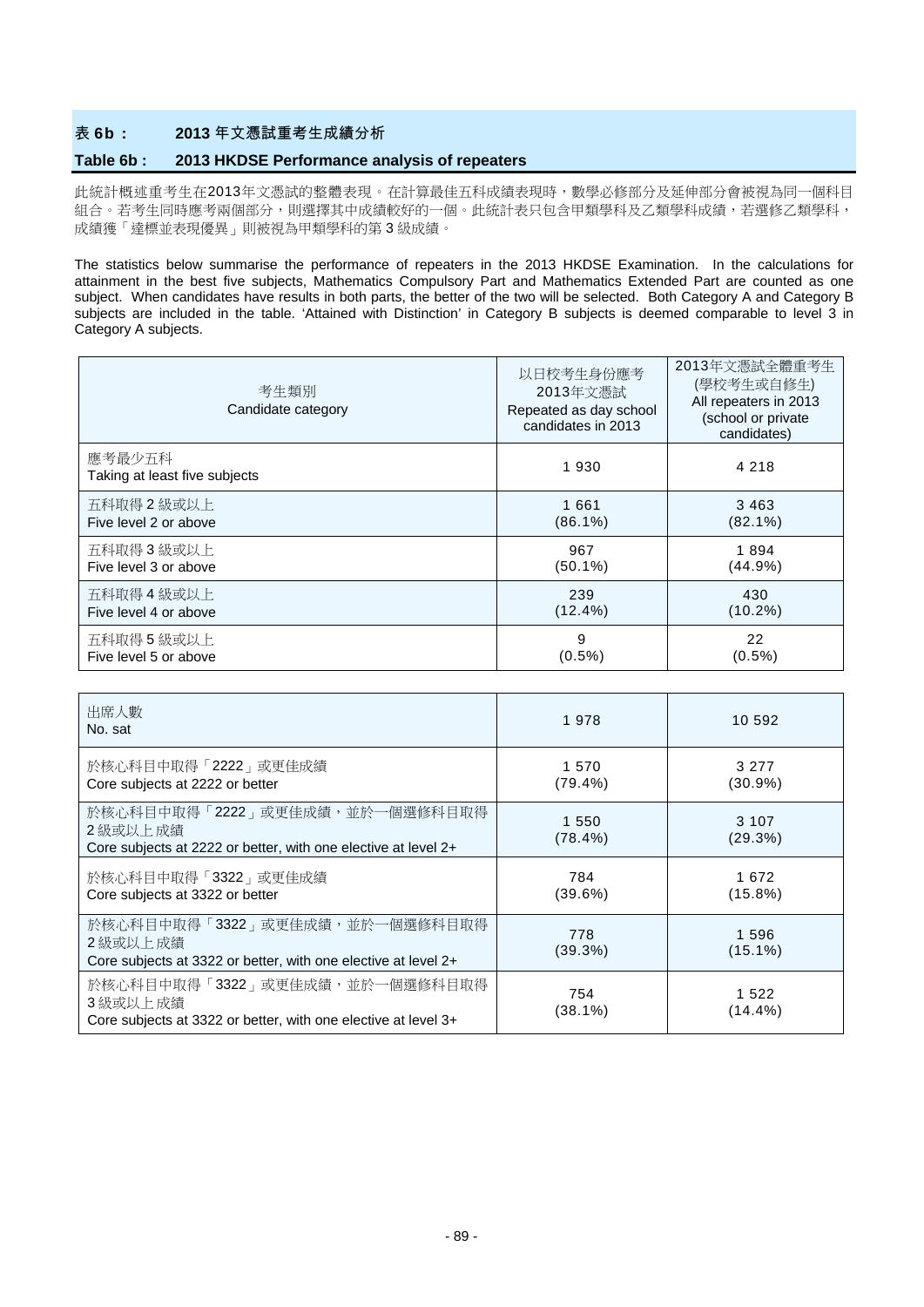## 表 6b： 2013 年文憑試重考生成績分析

## Table 6b : 2013 HKDSE Performance analysis of repeaters

此統計概述重考生在2013年文憑試的整體表現。在計算最佳五科成績表現時，數學必修部分及延伸部分會被視為同一個科目組合。若考生同時應考兩個部分，則選擇其中成績較好的一個。此統計表只包含甲類學科及乙類學科成績，若選修乙類學科，成績獲「達標並表現優異」則被視為甲類學科的第 3 級成績。

The statistics below summarise the performance of repeaters in the 2013 HKDSE Examination. In the calculations for attainment in the best five subjects, Mathematics Compulsory Part and Mathematics Extended Part are counted as one subject. When candidates have results in both parts, the better of the two will be selected. Both Category A and Category B subjects are included in the table. 'Attained with Distinction' in Category B subjects is deemed comparable to level 3 in Category A subjects.

| 考生類別<br>Candidate category | 以日校考生身份應考2013年文憑試<br>Repeated as day school candidates in 2013 | 2013年文憑試全體重考生(學校考生或自修生)<br>All repeaters in 2013 (school or private candidates) |
|---|---|---|
| 應考最少五科<br>Taking at least five subjects | 1 930 | 4 218 |
| 五科取得 2 級或以上<br>Five level 2 or above | 1 661<br>(86.1%) | 3 463<br>(82.1%) |
| 五科取得 3 級或以上<br>Five level 3 or above | 967<br>(50.1%) | 1 894<br>(44.9%) |
| 五科取得 4 級或以上<br>Five level 4 or above | 239<br>(12.4%) | 430<br>(10.2%) |
| 五科取得 5 級或以上<br>Five level 5 or above | 9<br>(0.5%) | 22<br>(0.5%) |

| | | |
|---|---|---|
| 出席人數<br>No. sat | 1 978 | 10 592 |
| 於核心科目中取得「2222」或更佳成績<br>Core subjects at 2222 or better | 1 570<br>(79.4%) | 3 277<br>(30.9%) |
| 於核心科目中取得「2222」或更佳成績，並於一個選修科目取得 2 級或以上成績<br>Core subjects at 2222 or better, with one elective at level 2+ | 1 550<br>(78.4%) | 3 107<br>(29.3%) |
| 於核心科目中取得「3322」或更佳成績<br>Core subjects at 3322 or better | 784<br>(39.6%) | 1 672<br>(15.8%) |
| 於核心科目中取得「3322」或更佳成績，並於一個選修科目取得 2 級或以上成績<br>Core subjects at 3322 or better, with one elective at level 2+ | 778<br>(39.3%) | 1 596<br>(15.1%) |
| 於核心科目中取得「3322」或更佳成績，並於一個選修科目取得 3 級或以上成績<br>Core subjects at 3322 or better, with one elective at level 3+ | 754<br>(38.1%) | 1 522<br>(14.4%) |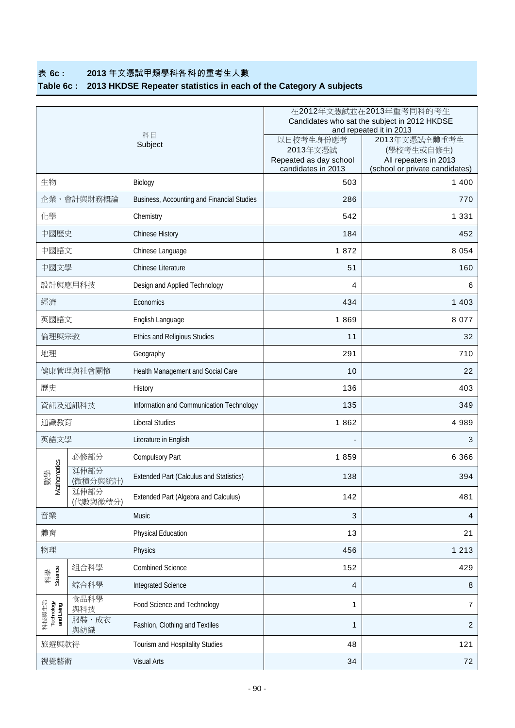## 表 6c： 2013 年文憑試甲類學科各科的重考生人數
## Table 6c : 2013 HKDSE Repeater statistics in each of the Category A subjects

| 科目 Subject | | | 在2012年文憑試並在2013年重考同科的考生 Candidates who sat the subject in 2012 HKDSE and repeated it in 2013 | |
|---|---|---|---|---|
| | | | 以日校考生身份應考2013年文憑試 Repeated as day school candidates in 2013 | 2013年文憑試全體重考生(學校考生或自修生) All repeaters in 2013 (school or private candidates) |
| 生物 | | Biology | 503 | 1 400 |
| 企業、會計與財務概論 | | Business, Accounting and Financial Studies | 286 | 770 |
| 化學 | | Chemistry | 542 | 1 331 |
| 中國歷史 | | Chinese History | 184 | 452 |
| 中國語文 | | Chinese Language | 1 872 | 8 054 |
| 中國文學 | | Chinese Literature | 51 | 160 |
| 設計與應用科技 | | Design and Applied Technology | 4 | 6 |
| 經濟 | | Economics | 434 | 1 403 |
| 英國語文 | | English Language | 1 869 | 8 077 |
| 倫理與宗教 | | Ethics and Religious Studies | 11 | 32 |
| 地理 | | Geography | 291 | 710 |
| 健康管理與社會關懷 | | Health Management and Social Care | 10 | 22 |
| 歷史 | | History | 136 | 403 |
| 資訊及通訊科技 | | Information and Communication Technology | 135 | 349 |
| 通識教育 | | Liberal Studies | 1 862 | 4 989 |
| 英語文學 | | Literature in English | - | 3 |
| 數學 Mathematics | 必修部分 | Compulsory Part | 1 859 | 6 366 |
| | 延伸部分(微積分與統計) | Extended Part (Calculus and Statistics) | 138 | 394 |
| | 延伸部分(代數與微積分) | Extended Part (Algebra and Calculus) | 142 | 481 |
| 音樂 | | Music | 3 | 4 |
| 體育 | | Physical Education | 13 | 21 |
| 物理 | | Physics | 456 | 1 213 |
| 科學 Science | 組合科學 | Combined Science | 152 | 429 |
| | 綜合科學 | Integrated Science | 4 | 8 |
| 科技與生活 Technology and Living | 食品科學與科技 | Food Science and Technology | 1 | 7 |
| | 服裝、成衣與紡織 | Fashion, Clothing and Textiles | 1 | 2 |
| 旅遊與款待 | | Tourism and Hospitality Studies | 48 | 121 |
| 視覺藝術 | | Visual Arts | 34 | 72 |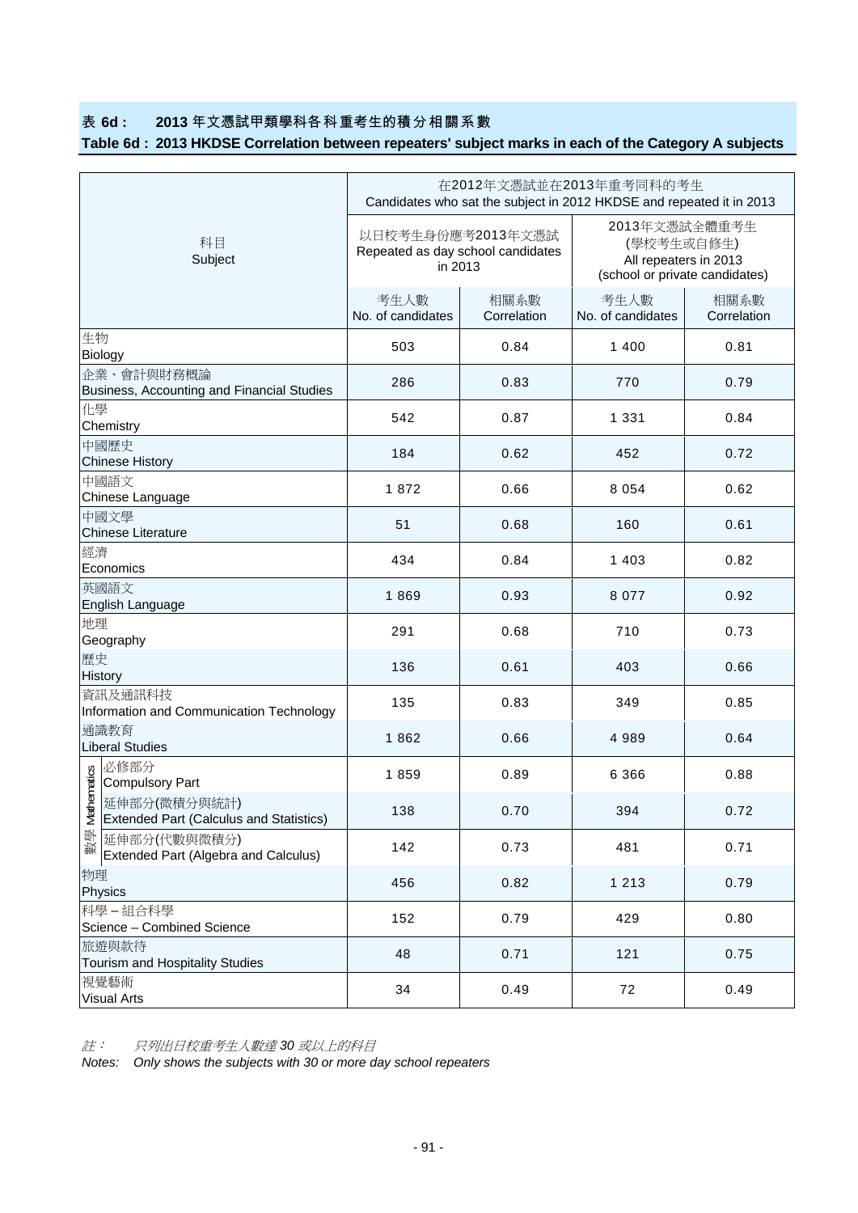**表 6d： 2013 年文憑試甲類學科各科重考生的積分相關系數**

**Table 6d : 2013 HKDSE Correlation between repeaters' subject marks in each of the Category A subjects**

| 科目<br>Subject | 在2012年文憑試並在2013年重考同科的考生<br>Candidates who sat the subject in 2012 HKDSE and repeated it in 2013 | | | |
|---|---|---|---|---|
| | 以日校考生身份應考2013年文憑試<br>Repeated as day school candidates in 2013 | | 2013年文憑試全體重考生<br>(學校考生或自修生)<br>All repeaters in 2013<br>(school or private candidates) | |
| | 考生人數<br>No. of candidates | 相關系數<br>Correlation | 考生人數<br>No. of candidates | 相關系數<br>Correlation |
| 生物<br>Biology | 503 | 0.84 | 1 400 | 0.81 |
| 企業、會計與財務概論<br>Business, Accounting and Financial Studies | 286 | 0.83 | 770 | 0.79 |
| 化學<br>Chemistry | 542 | 0.87 | 1 331 | 0.84 |
| 中國歷史<br>Chinese History | 184 | 0.62 | 452 | 0.72 |
| 中國語文<br>Chinese Language | 1 872 | 0.66 | 8 054 | 0.62 |
| 中國文學<br>Chinese Literature | 51 | 0.68 | 160 | 0.61 |
| 經濟<br>Economics | 434 | 0.84 | 1 403 | 0.82 |
| 英國語文<br>English Language | 1 869 | 0.93 | 8 077 | 0.92 |
| 地理<br>Geography | 291 | 0.68 | 710 | 0.73 |
| 歷史<br>History | 136 | 0.61 | 403 | 0.66 |
| 資訊及通訊科技<br>Information and Communication Technology | 135 | 0.83 | 349 | 0.85 |
| 通識教育<br>Liberal Studies | 1 862 | 0.66 | 4 989 | 0.64 |
| 數學 Mathematics 必修部分<br>Compulsory Part | 1 859 | 0.89 | 6 366 | 0.88 |
| 數學 Mathematics 延伸部分(微積分與統計)<br>Extended Part (Calculus and Statistics) | 138 | 0.70 | 394 | 0.72 |
| 數學 Mathematics 延伸部分(代數與微積分)<br>Extended Part (Algebra and Calculus) | 142 | 0.73 | 481 | 0.71 |
| 物理<br>Physics | 456 | 0.82 | 1 213 | 0.79 |
| 科學 – 組合科學<br>Science – Combined Science | 152 | 0.79 | 429 | 0.80 |
| 旅遊與款待<br>Tourism and Hospitality Studies | 48 | 0.71 | 121 | 0.75 |
| 視覺藝術<br>Visual Arts | 34 | 0.49 | 72 | 0.49 |

*註： 只列出日校重考生人數達 30 或以上的科目*

*Notes: Only shows the subjects with 30 or more day school repeaters*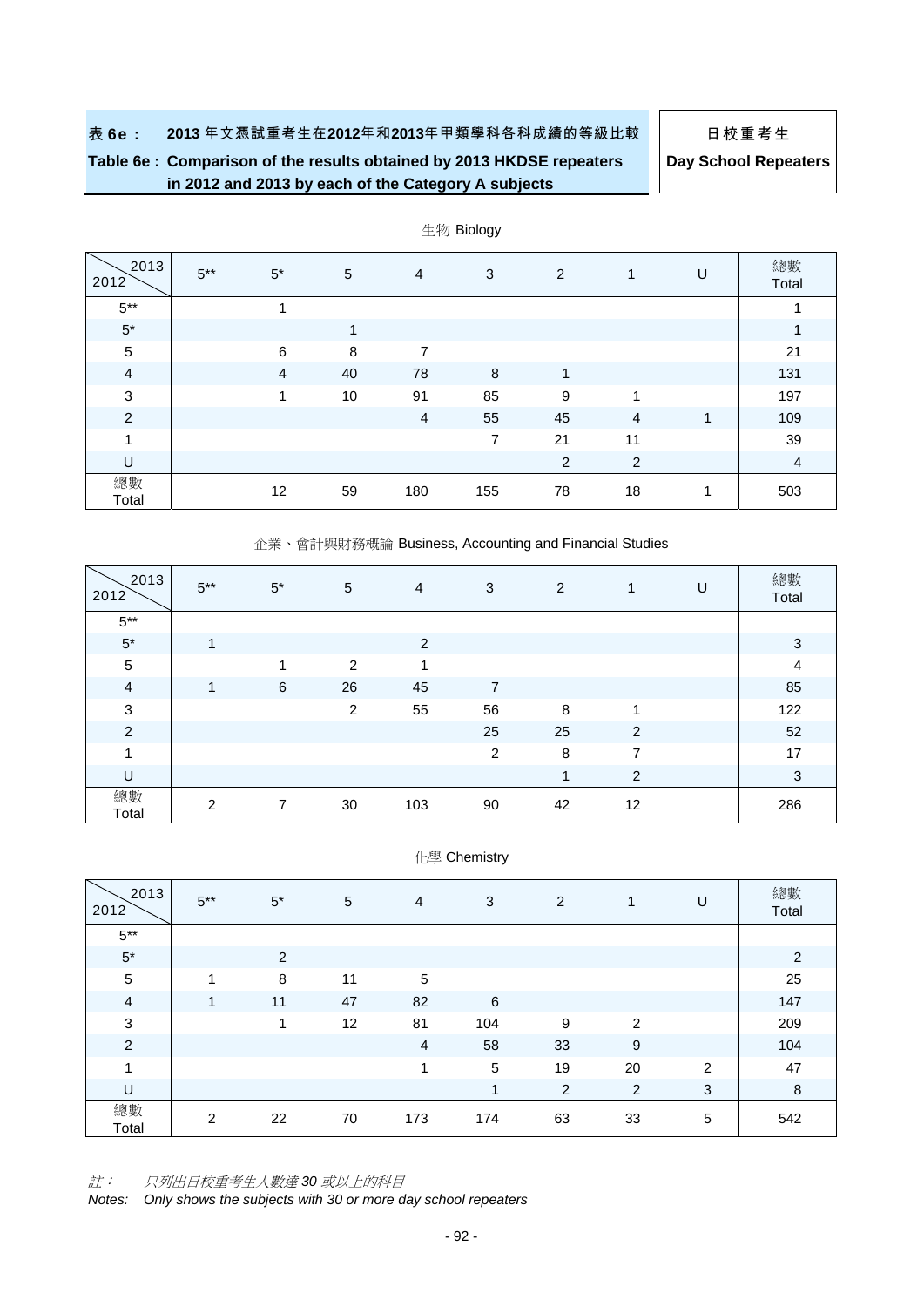# 表 6e： 2013 年文憑試重考生在2012年和2013年甲類學科各科成績的等級比較

# Table 6e : Comparison of the results obtained by 2013 HKDSE repeaters in 2012 and 2013 by each of the Category A subjects

**日校重考生**
**Day School Repeaters**

## 生物 Biology

| 2012 \ 2013 | 5** | 5* | 5 | 4 | 3 | 2 | 1 | U | 總數 Total |
|---|---|---|---|---|---|---|---|---|---|
| 5** | | 1 | | | | | | | 1 |
| 5* | | | 1 | | | | | | 1 |
| 5 | | 6 | 8 | 7 | | | | | 21 |
| 4 | | 4 | 40 | 78 | 8 | 1 | | | 131 |
| 3 | | 1 | 10 | 91 | 85 | 9 | 1 | | 197 |
| 2 | | | | 4 | 55 | 45 | 4 | 1 | 109 |
| 1 | | | | | 7 | 21 | 11 | | 39 |
| U | | | | | | 2 | 2 | | 4 |
| 總數 Total | | 12 | 59 | 180 | 155 | 78 | 18 | 1 | 503 |

## 企業、會計與財務概論 Business, Accounting and Financial Studies

| 2012 \ 2013 | 5** | 5* | 5 | 4 | 3 | 2 | 1 | U | 總數 Total |
|---|---|---|---|---|---|---|---|---|---|
| 5** | | | | | | | | | |
| 5* | 1 | | | 2 | | | | | 3 |
| 5 | | 1 | 2 | 1 | | | | | 4 |
| 4 | 1 | 6 | 26 | 45 | 7 | | | | 85 |
| 3 | | | 2 | 55 | 56 | 8 | 1 | | 122 |
| 2 | | | | | 25 | 25 | 2 | | 52 |
| 1 | | | | | 2 | 8 | 7 | | 17 |
| U | | | | | | 1 | 2 | | 3 |
| 總數 Total | 2 | 7 | 30 | 103 | 90 | 42 | 12 | | 286 |

## 化學 Chemistry

| 2012 \ 2013 | 5** | 5* | 5 | 4 | 3 | 2 | 1 | U | 總數 Total |
|---|---|---|---|---|---|---|---|---|---|
| 5** | | | | | | | | | |
| 5* | | 2 | | | | | | | 2 |
| 5 | 1 | 8 | 11 | 5 | | | | | 25 |
| 4 | 1 | 11 | 47 | 82 | 6 | | | | 147 |
| 3 | | 1 | 12 | 81 | 104 | 9 | 2 | | 209 |
| 2 | | | | 4 | 58 | 33 | 9 | | 104 |
| 1 | | | | 1 | 5 | 19 | 20 | 2 | 47 |
| U | | | | | 1 | 2 | 2 | 3 | 8 |
| 總數 Total | 2 | 22 | 70 | 173 | 174 | 63 | 33 | 5 | 542 |

*註： 只列出日校重考生人數達 30 或以上的科目*

*Notes: Only shows the subjects with 30 or more day school repeaters*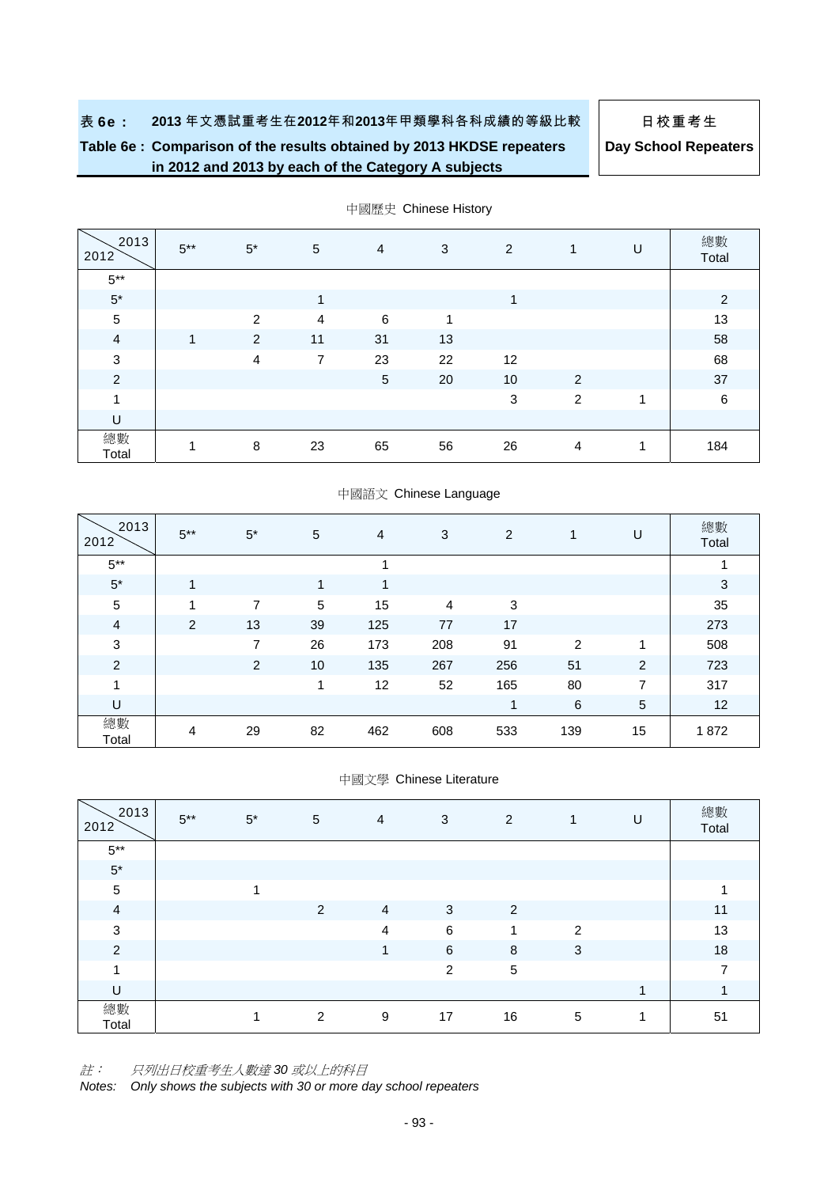| 表 6e： | 2013 年文憑試重考生在2012年和2013年甲類學科各科成績的等級比較 | 日校重考生 |
|---|---|---|
| Table 6e : | Comparison of the results obtained by 2013 HKDSE repeaters in 2012 and 2013 by each of the Category A subjects | Day School Repeaters |

中國歷史 Chinese History

| 2012 \ 2013 | 5** | 5* | 5 | 4 | 3 | 2 | 1 | U | 總數 Total |
|---|---|---|---|---|---|---|---|---|---|
| 5** | | | | | | | | | |
| 5* | | | 1 | | | 1 | | | 2 |
| 5 | | 2 | 4 | 6 | 1 | | | | 13 |
| 4 | 1 | 2 | 11 | 31 | 13 | | | | 58 |
| 3 | | 4 | 7 | 23 | 22 | 12 | | | 68 |
| 2 | | | | 5 | 20 | 10 | 2 | | 37 |
| 1 | | | | | | 3 | 2 | 1 | 6 |
| U | | | | | | | | | |
| 總數 Total | 1 | 8 | 23 | 65 | 56 | 26 | 4 | 1 | 184 |

中國語文 Chinese Language

| 2012 \ 2013 | 5** | 5* | 5 | 4 | 3 | 2 | 1 | U | 總數 Total |
|---|---|---|---|---|---|---|---|---|---|
| 5** | | | | 1 | | | | | 1 |
| 5* | 1 | | 1 | 1 | | | | | 3 |
| 5 | 1 | 7 | 5 | 15 | 4 | 3 | | | 35 |
| 4 | 2 | 13 | 39 | 125 | 77 | 17 | | | 273 |
| 3 | | 7 | 26 | 173 | 208 | 91 | 2 | 1 | 508 |
| 2 | | 2 | 10 | 135 | 267 | 256 | 51 | 2 | 723 |
| 1 | | | 1 | 12 | 52 | 165 | 80 | 7 | 317 |
| U | | | | | | 1 | 6 | 5 | 12 |
| 總數 Total | 4 | 29 | 82 | 462 | 608 | 533 | 139 | 15 | 1 872 |

中國文學 Chinese Literature

| 2012 \ 2013 | 5** | 5* | 5 | 4 | 3 | 2 | 1 | U | 總數 Total |
|---|---|---|---|---|---|---|---|---|---|
| 5** | | | | | | | | | |
| 5* | | | | | | | | | |
| 5 | | 1 | | | | | | | 1 |
| 4 | | | 2 | 4 | 3 | 2 | | | 11 |
| 3 | | | | 4 | 6 | 1 | 2 | | 13 |
| 2 | | | | 1 | 6 | 8 | 3 | | 18 |
| 1 | | | | | 2 | 5 | | | 7 |
| U | | | | | | | | 1 | 1 |
| 總數 Total | | 1 | 2 | 9 | 17 | 16 | 5 | 1 | 51 |

*註：　只列出日校重考生人數達 30 或以上的科目*

*Notes:　Only shows the subjects with 30 or more day school repeaters*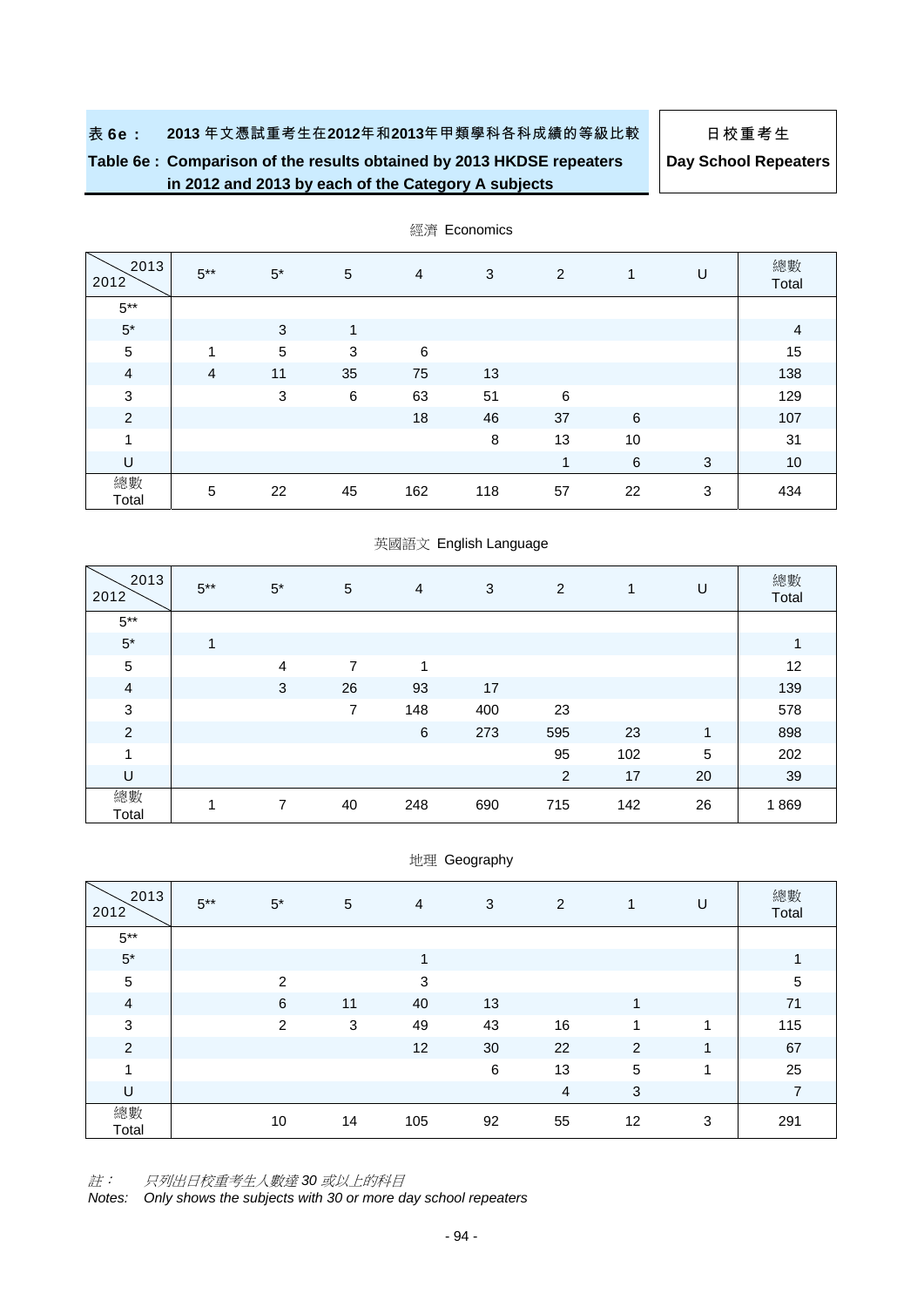**表 6e： 2013 年文憑試重考生在2012年和2013年甲類學科各科成績的等級比較**

**Table 6e : Comparison of the results obtained by 2013 HKDSE repeaters in 2012 and 2013 by each of the Category A subjects**

**日校重考生**

**Day School Repeaters**

經濟 Economics

| 2012 \ 2013 | 5** | 5* | 5 | 4 | 3 | 2 | 1 | U | 總數 Total |
|---|---|---|---|---|---|---|---|---|---|
| 5** | | | | | | | | | |
| 5* | | 3 | 1 | | | | | | 4 |
| 5 | 1 | 5 | 3 | 6 | | | | | 15 |
| 4 | 4 | 11 | 35 | 75 | 13 | | | | 138 |
| 3 | | 3 | 6 | 63 | 51 | 6 | | | 129 |
| 2 | | | | 18 | 46 | 37 | 6 | | 107 |
| 1 | | | | | 8 | 13 | 10 | | 31 |
| U | | | | | | 1 | 6 | 3 | 10 |
| 總數 Total | 5 | 22 | 45 | 162 | 118 | 57 | 22 | 3 | 434 |

英國語文 English Language

| 2012 \ 2013 | 5** | 5* | 5 | 4 | 3 | 2 | 1 | U | 總數 Total |
|---|---|---|---|---|---|---|---|---|---|
| 5** | | | | | | | | | |
| 5* | 1 | | | | | | | | 1 |
| 5 | | 4 | 7 | 1 | | | | | 12 |
| 4 | | 3 | 26 | 93 | 17 | | | | 139 |
| 3 | | | 7 | 148 | 400 | 23 | | | 578 |
| 2 | | | | 6 | 273 | 595 | 23 | 1 | 898 |
| 1 | | | | | | 95 | 102 | 5 | 202 |
| U | | | | | | 2 | 17 | 20 | 39 |
| 總數 Total | 1 | 7 | 40 | 248 | 690 | 715 | 142 | 26 | 1 869 |

地理 Geography

| 2012 \ 2013 | 5** | 5* | 5 | 4 | 3 | 2 | 1 | U | 總數 Total |
|---|---|---|---|---|---|---|---|---|---|
| 5** | | | | | | | | | |
| 5* | | | | 1 | | | | | 1 |
| 5 | | 2 | | 3 | | | | | 5 |
| 4 | | 6 | 11 | 40 | 13 | | 1 | | 71 |
| 3 | | 2 | 3 | 49 | 43 | 16 | 1 | 1 | 115 |
| 2 | | | | 12 | 30 | 22 | 2 | 1 | 67 |
| 1 | | | | | 6 | 13 | 5 | 1 | 25 |
| U | | | | | | 4 | 3 | | 7 |
| 總數 Total | | 10 | 14 | 105 | 92 | 55 | 12 | 3 | 291 |

*註： 只列出日校重考生人數達 30 或以上的科目*

*Notes: Only shows the subjects with 30 or more day school repeaters*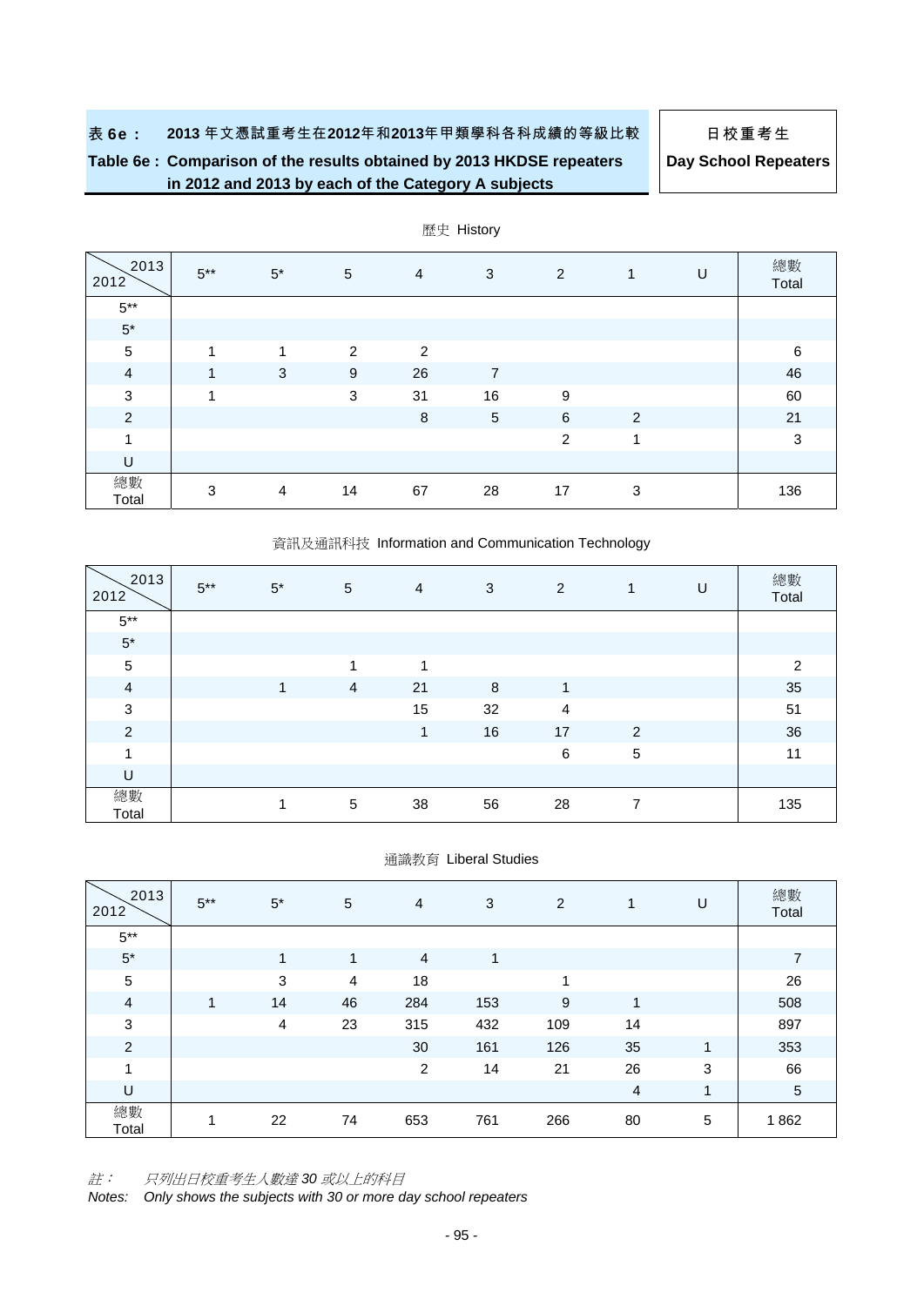表 6e： 2013 年文憑試重考生在2012年和2013年甲類學科各科成績的等級比較

**Table 6e : Comparison of the results obtained by 2013 HKDSE repeaters in 2012 and 2013 by each of the Category A subjects**

日校重考生

**Day School Repeaters**

歷史 History

| 2012 \ 2013 | 5** | 5* | 5 | 4 | 3 | 2 | 1 | U | 總數 Total |
|---|---|---|---|---|---|---|---|---|---|
| 5** | | | | | | | | | |
| 5* | | | | | | | | | |
| 5 | 1 | 1 | 2 | 2 | | | | | 6 |
| 4 | 1 | 3 | 9 | 26 | 7 | | | | 46 |
| 3 | 1 | | 3 | 31 | 16 | 9 | | | 60 |
| 2 | | | | 8 | 5 | 6 | 2 | | 21 |
| 1 | | | | | | 2 | 1 | | 3 |
| U | | | | | | | | | |
| 總數 Total | 3 | 4 | 14 | 67 | 28 | 17 | 3 | | 136 |

資訊及通訊科技 Information and Communication Technology

| 2012 \ 2013 | 5** | 5* | 5 | 4 | 3 | 2 | 1 | U | 總數 Total |
|---|---|---|---|---|---|---|---|---|---|
| 5** | | | | | | | | | |
| 5* | | | | | | | | | |
| 5 | | | 1 | 1 | | | | | 2 |
| 4 | | 1 | 4 | 21 | 8 | 1 | | | 35 |
| 3 | | | | 15 | 32 | 4 | | | 51 |
| 2 | | | | 1 | 16 | 17 | 2 | | 36 |
| 1 | | | | | | 6 | 5 | | 11 |
| U | | | | | | | | | |
| 總數 Total | | 1 | 5 | 38 | 56 | 28 | 7 | | 135 |

通識教育 Liberal Studies

| 2012 \ 2013 | 5** | 5* | 5 | 4 | 3 | 2 | 1 | U | 總數 Total |
|---|---|---|---|---|---|---|---|---|---|
| 5** | | | | | | | | | |
| 5* | | 1 | 1 | 4 | 1 | | | | 7 |
| 5 | | 3 | 4 | 18 | | 1 | | | 26 |
| 4 | 1 | 14 | 46 | 284 | 153 | 9 | 1 | | 508 |
| 3 | | 4 | 23 | 315 | 432 | 109 | 14 | | 897 |
| 2 | | | | 30 | 161 | 126 | 35 | 1 | 353 |
| 1 | | | | 2 | 14 | 21 | 26 | 3 | 66 |
| U | | | | | | | 4 | 1 | 5 |
| 總數 Total | 1 | 22 | 74 | 653 | 761 | 266 | 80 | 5 | 1 862 |

*註： 只列出日校重考生人數達 30 或以上的科目*

*Notes: Only shows the subjects with 30 or more day school repeaters*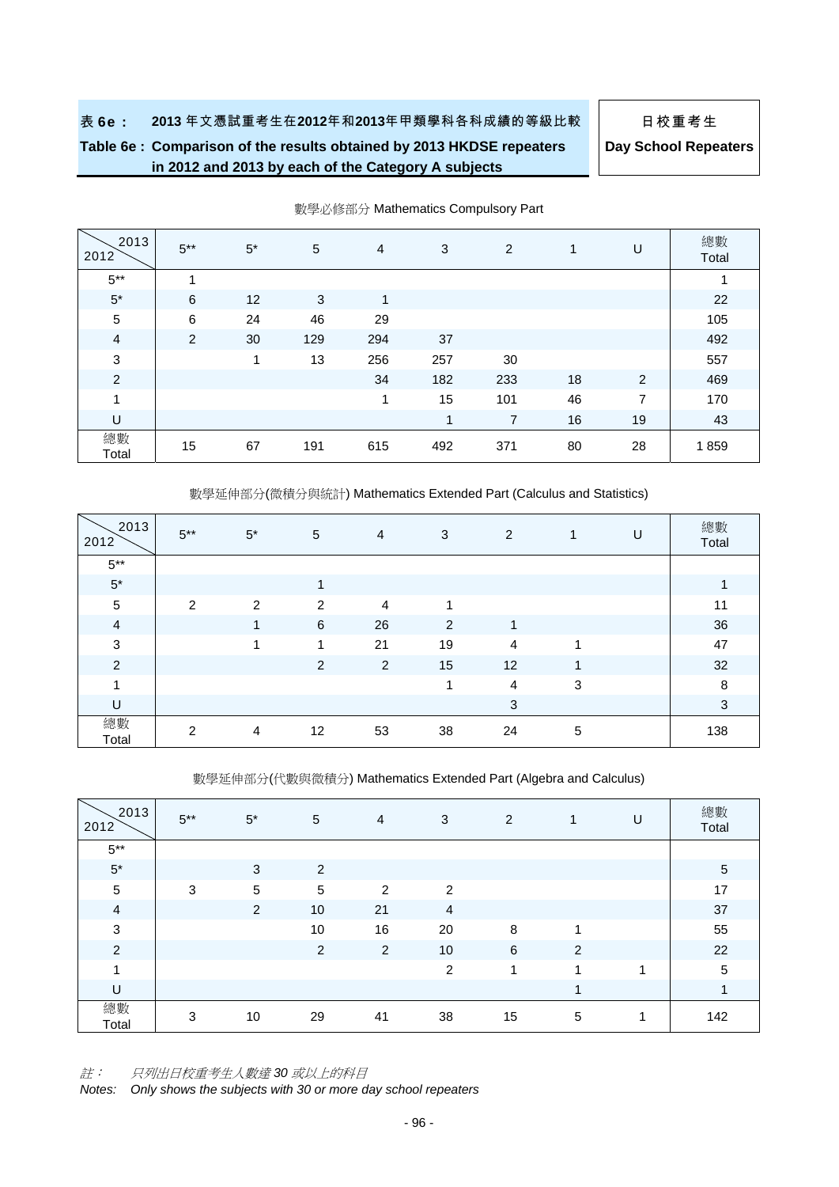表 6e： 2013 年文憑試重考生在2012年和2013年甲類學科各科成績的等級比較

Table 6e : Comparison of the results obtained by 2013 HKDSE repeaters in 2012 and 2013 by each of the Category A subjects

日校重考生

Day School Repeaters

數學必修部分 Mathematics Compulsory Part

| 2012 \ 2013 | 5** | 5* | 5 | 4 | 3 | 2 | 1 | U | 總數 Total |
|---|---|---|---|---|---|---|---|---|---|
| 5** | 1 | | | | | | | | 1 |
| 5* | 6 | 12 | 3 | 1 | | | | | 22 |
| 5 | 6 | 24 | 46 | 29 | | | | | 105 |
| 4 | 2 | 30 | 129 | 294 | 37 | | | | 492 |
| 3 | | 1 | 13 | 256 | 257 | 30 | | | 557 |
| 2 | | | | 34 | 182 | 233 | 18 | 2 | 469 |
| 1 | | | | 1 | 15 | 101 | 46 | 7 | 170 |
| U | | | | | 1 | 7 | 16 | 19 | 43 |
| 總數 Total | 15 | 67 | 191 | 615 | 492 | 371 | 80 | 28 | 1 859 |

數學延伸部分(微積分與統計) Mathematics Extended Part (Calculus and Statistics)

| 2012 \ 2013 | 5** | 5* | 5 | 4 | 3 | 2 | 1 | U | 總數 Total |
|---|---|---|---|---|---|---|---|---|---|
| 5** | | | | | | | | | |
| 5* | | | 1 | | | | | | 1 |
| 5 | 2 | 2 | 2 | 4 | 1 | | | | 11 |
| 4 | | 1 | 6 | 26 | 2 | 1 | | | 36 |
| 3 | | 1 | 1 | 21 | 19 | 4 | 1 | | 47 |
| 2 | | | 2 | 2 | 15 | 12 | 1 | | 32 |
| 1 | | | | | 1 | 4 | 3 | | 8 |
| U | | | | | | 3 | | | 3 |
| 總數 Total | 2 | 4 | 12 | 53 | 38 | 24 | 5 | | 138 |

數學延伸部分(代數與微積分) Mathematics Extended Part (Algebra and Calculus)

| 2012 \ 2013 | 5** | 5* | 5 | 4 | 3 | 2 | 1 | U | 總數 Total |
|---|---|---|---|---|---|---|---|---|---|
| 5** | | | | | | | | | |
| 5* | | 3 | 2 | | | | | | 5 |
| 5 | 3 | 5 | 5 | 2 | 2 | | | | 17 |
| 4 | | 2 | 10 | 21 | 4 | | | | 37 |
| 3 | | | 10 | 16 | 20 | 8 | 1 | | 55 |
| 2 | | | 2 | 2 | 10 | 6 | 2 | | 22 |
| 1 | | | | | 2 | 1 | 1 | 1 | 5 |
| U | | | | | | | 1 | | 1 |
| 總數 Total | 3 | 10 | 29 | 41 | 38 | 15 | 5 | 1 | 142 |

*註： 只列出日校重考生人數達 30 或以上的科目*

*Notes: Only shows the subjects with 30 or more day school repeaters*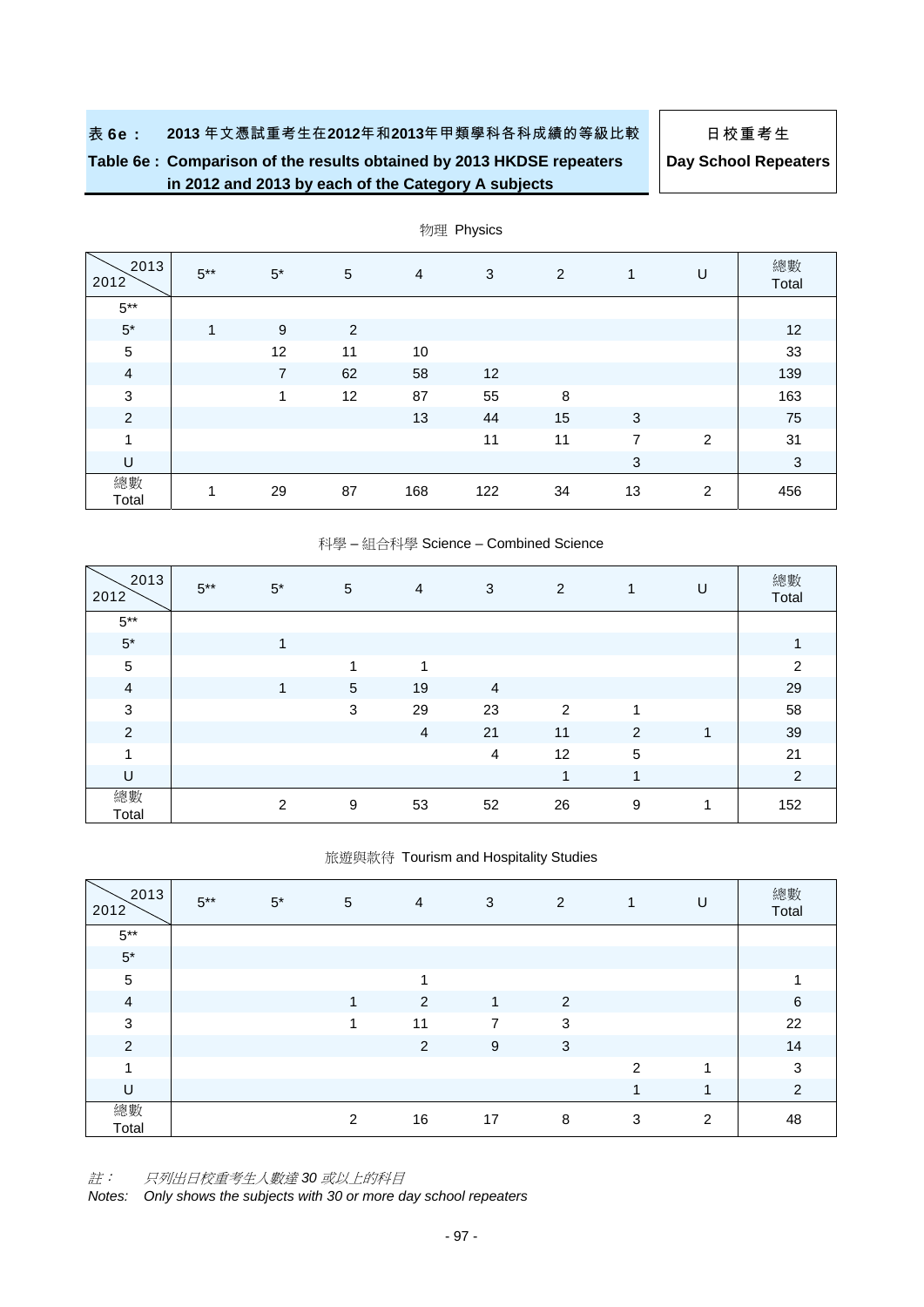**表 6e： 2013 年文憑試重考生在2012年和2013年甲類學科各科成績的等級比較**

**Table 6e : Comparison of the results obtained by 2013 HKDSE repeaters in 2012 and 2013 by each of the Category A subjects**

**日校重考生**

**Day School Repeaters**

物理 Physics

| 2012 \ 2013 | 5** | 5* | 5 | 4 | 3 | 2 | 1 | U | 總數 Total |
|---|---|---|---|---|---|---|---|---|---|
| 5** | | | | | | | | | |
| 5* | 1 | 9 | 2 | | | | | | 12 |
| 5 | | 12 | 11 | 10 | | | | | 33 |
| 4 | | 7 | 62 | 58 | 12 | | | | 139 |
| 3 | | 1 | 12 | 87 | 55 | 8 | | | 163 |
| 2 | | | | 13 | 44 | 15 | 3 | | 75 |
| 1 | | | | | 11 | 11 | 7 | 2 | 31 |
| U | | | | | | | 3 | | 3 |
| 總數 Total | 1 | 29 | 87 | 168 | 122 | 34 | 13 | 2 | 456 |

科學 – 組合科學 Science – Combined Science

| 2012 \ 2013 | 5** | 5* | 5 | 4 | 3 | 2 | 1 | U | 總數 Total |
|---|---|---|---|---|---|---|---|---|---|
| 5** | | | | | | | | | |
| 5* | | 1 | | | | | | | 1 |
| 5 | | | 1 | 1 | | | | | 2 |
| 4 | | 1 | 5 | 19 | 4 | | | | 29 |
| 3 | | | 3 | 29 | 23 | 2 | 1 | | 58 |
| 2 | | | | 4 | 21 | 11 | 2 | 1 | 39 |
| 1 | | | | | 4 | 12 | 5 | | 21 |
| U | | | | | | 1 | 1 | | 2 |
| 總數 Total | | 2 | 9 | 53 | 52 | 26 | 9 | 1 | 152 |

旅遊與款待 Tourism and Hospitality Studies

| 2012 \ 2013 | 5** | 5* | 5 | 4 | 3 | 2 | 1 | U | 總數 Total |
|---|---|---|---|---|---|---|---|---|---|
| 5** | | | | | | | | | |
| 5* | | | | | | | | | |
| 5 | | | | 1 | | | | | 1 |
| 4 | | | 1 | 2 | 1 | 2 | | | 6 |
| 3 | | | 1 | 11 | 7 | 3 | | | 22 |
| 2 | | | | 2 | 9 | 3 | | | 14 |
| 1 | | | | | | | 2 | 1 | 3 |
| U | | | | | | | 1 | 1 | 2 |
| 總數 Total | | | 2 | 16 | 17 | 8 | 3 | 2 | 48 |

*註： 只列出日校重考生人數達 30 或以上的科目*

*Notes: Only shows the subjects with 30 or more day school repeaters*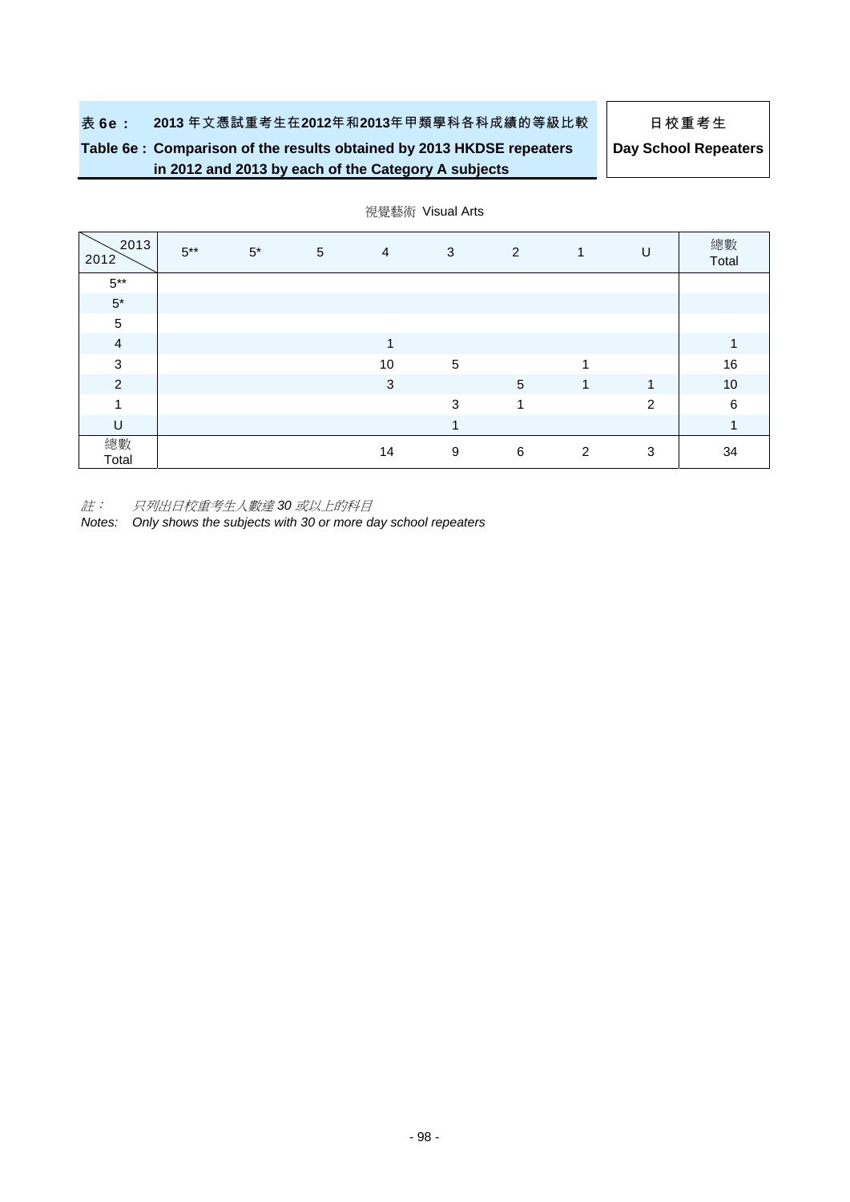**表 6e： 2013 年文憑試重考生在2012年和2013年甲類學科各科成績的等級比較**

**Table 6e : Comparison of the results obtained by 2013 HKDSE repeaters in 2012 and 2013 by each of the Category A subjects**

**日校重考生**

**Day School Repeaters**

視覺藝術 Visual Arts

| 2012 \ 2013 | 5** | 5* | 5 | 4 | 3 | 2 | 1 | U | 總數 Total |
|---|---|---|---|---|---|---|---|---|---|
| 5** | | | | | | | | | |
| 5* | | | | | | | | | |
| 5 | | | | | | | | | |
| 4 | | | | 1 | | | | | 1 |
| 3 | | | | 10 | 5 | | 1 | | 16 |
| 2 | | | | 3 | | 5 | 1 | 1 | 10 |
| 1 | | | | | 3 | 1 | | 2 | 6 |
| U | | | | | 1 | | | | 1 |
| 總數 Total | | | | 14 | 9 | 6 | 2 | 3 | 34 |

*註： 只列出日校重考生人數達 30 或以上的科目*

*Notes: Only shows the subjects with 30 or more day school repeaters*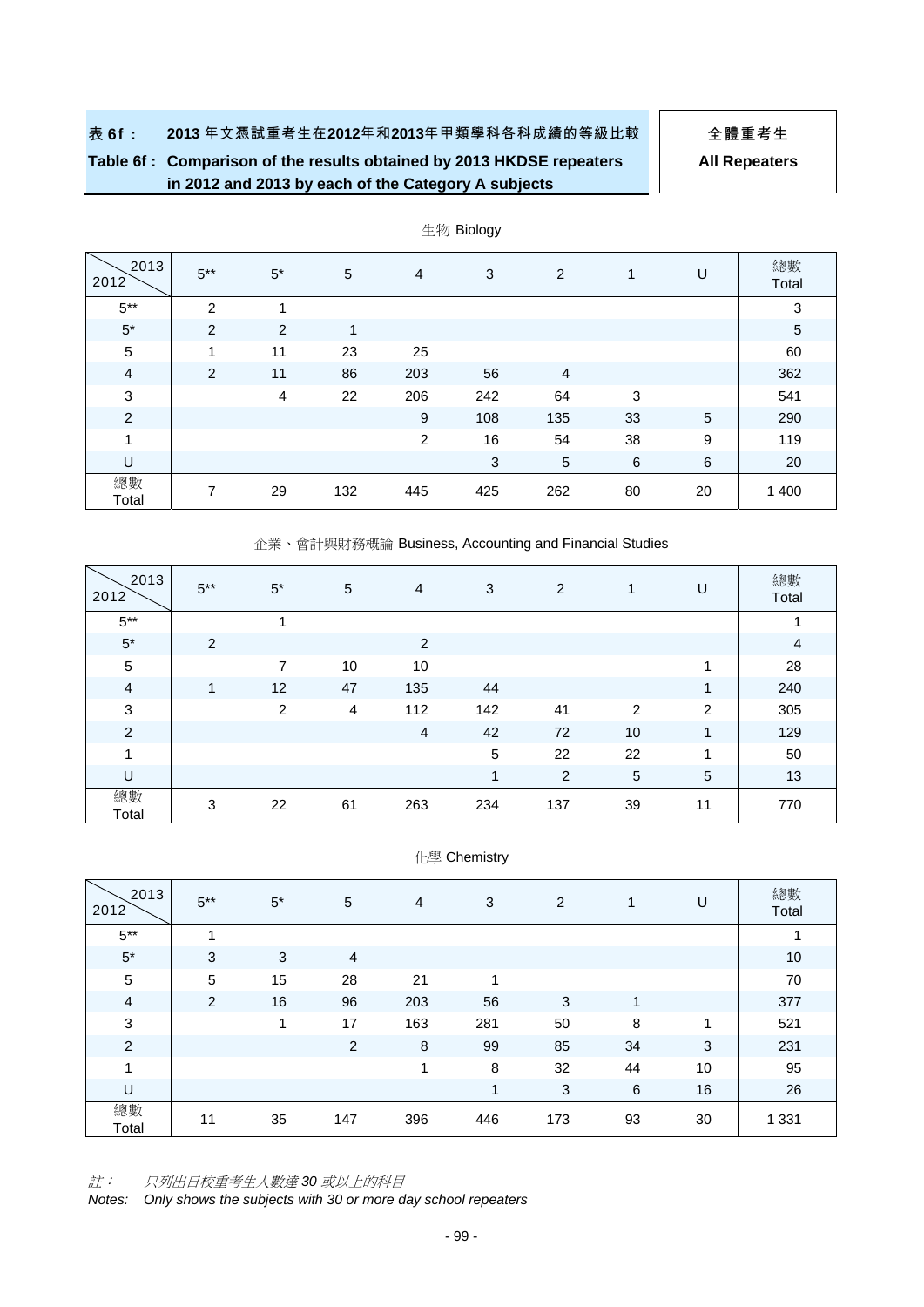**表 6f： 2013 年文憑試重考生在2012年和2013年甲類學科各科成績的等級比較**

**Table 6f : Comparison of the results obtained by 2013 HKDSE repeaters in 2012 and 2013 by each of the Category A subjects**

**全體重考生**
**All Repeaters**

生物 Biology

| 2012 \ 2013 | 5** | 5* | 5 | 4 | 3 | 2 | 1 | U | 總數 Total |
|---|---|---|---|---|---|---|---|---|---|
| 5** | 2 | 1 | | | | | | | 3 |
| 5* | 2 | 2 | 1 | | | | | | 5 |
| 5 | 1 | 11 | 23 | 25 | | | | | 60 |
| 4 | 2 | 11 | 86 | 203 | 56 | 4 | | | 362 |
| 3 | | 4 | 22 | 206 | 242 | 64 | 3 | | 541 |
| 2 | | | | 9 | 108 | 135 | 33 | 5 | 290 |
| 1 | | | | 2 | 16 | 54 | 38 | 9 | 119 |
| U | | | | | 3 | 5 | 6 | 6 | 20 |
| 總數 Total | 7 | 29 | 132 | 445 | 425 | 262 | 80 | 20 | 1 400 |

企業、會計與財務概論 Business, Accounting and Financial Studies

| 2012 \ 2013 | 5** | 5* | 5 | 4 | 3 | 2 | 1 | U | 總數 Total |
|---|---|---|---|---|---|---|---|---|---|
| 5** | | 1 | | | | | | | 1 |
| 5* | 2 | | | 2 | | | | | 4 |
| 5 | | 7 | 10 | 10 | | | | 1 | 28 |
| 4 | 1 | 12 | 47 | 135 | 44 | | | 1 | 240 |
| 3 | | 2 | 4 | 112 | 142 | 41 | 2 | 2 | 305 |
| 2 | | | | 4 | 42 | 72 | 10 | 1 | 129 |
| 1 | | | | | 5 | 22 | 22 | 1 | 50 |
| U | | | | | 1 | 2 | 5 | 5 | 13 |
| 總數 Total | 3 | 22 | 61 | 263 | 234 | 137 | 39 | 11 | 770 |

化學 Chemistry

| 2012 \ 2013 | 5** | 5* | 5 | 4 | 3 | 2 | 1 | U | 總數 Total |
|---|---|---|---|---|---|---|---|---|---|
| 5** | 1 | | | | | | | | 1 |
| 5* | 3 | 3 | 4 | | | | | | 10 |
| 5 | 5 | 15 | 28 | 21 | 1 | | | | 70 |
| 4 | 2 | 16 | 96 | 203 | 56 | 3 | 1 | | 377 |
| 3 | | 1 | 17 | 163 | 281 | 50 | 8 | 1 | 521 |
| 2 | | | 2 | 8 | 99 | 85 | 34 | 3 | 231 |
| 1 | | | | 1 | 8 | 32 | 44 | 10 | 95 |
| U | | | | | 1 | 3 | 6 | 16 | 26 |
| 總數 Total | 11 | 35 | 147 | 396 | 446 | 173 | 93 | 30 | 1 331 |

*註： 只列出日校重考生人數達 30 或以上的科目*

*Notes: Only shows the subjects with 30 or more day school repeaters*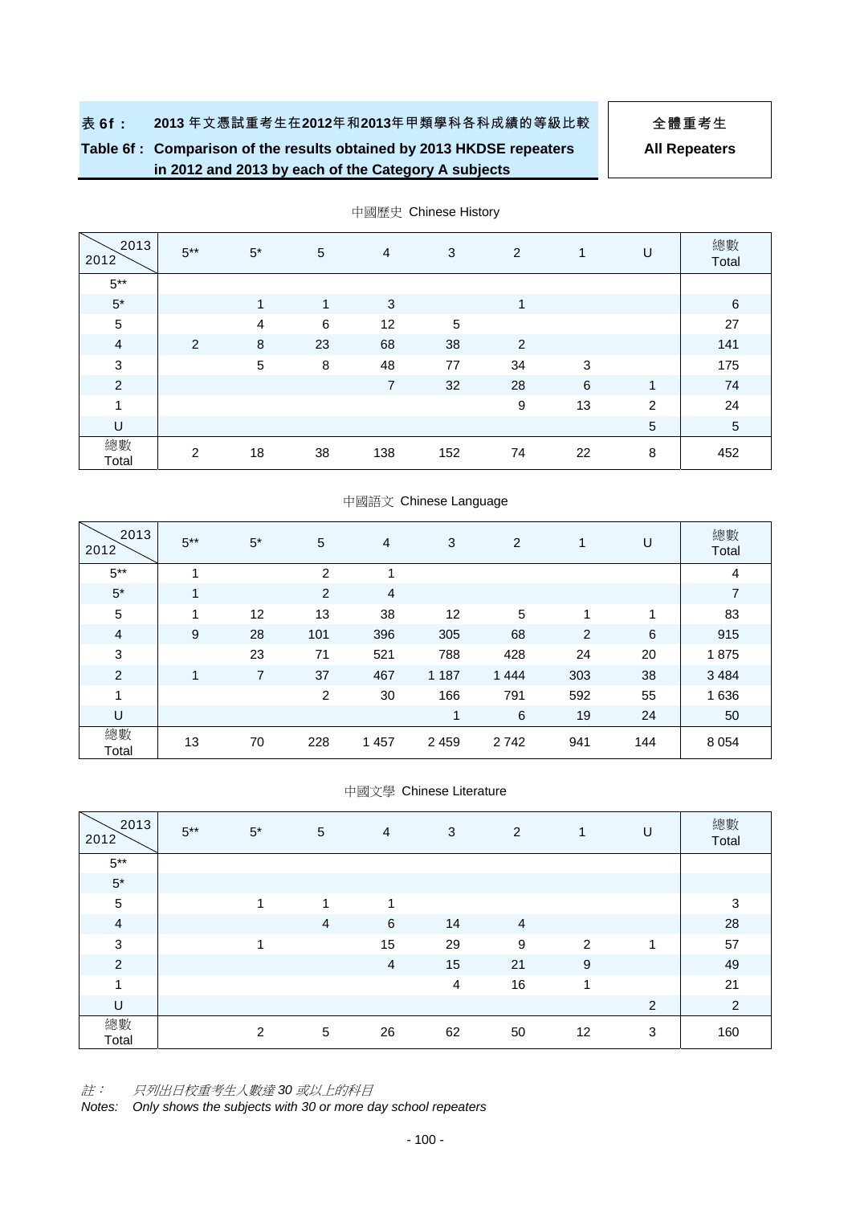**表 6f： 2013 年文憑試重考生在2012年和2013年甲類學科各科成績的等級比較**

**Table 6f : Comparison of the results obtained by 2013 HKDSE repeaters in 2012 and 2013 by each of the Category A subjects**

**全體重考生**
**All Repeaters**

中國歷史 Chinese History

| 2012 \ 2013 | 5** | 5* | 5 | 4 | 3 | 2 | 1 | U | 總數 Total |
|---|---|---|---|---|---|---|---|---|---|
| 5** | | | | | | | | | |
| 5* | | 1 | 1 | 3 | | 1 | | | 6 |
| 5 | | 4 | 6 | 12 | 5 | | | | 27 |
| 4 | 2 | 8 | 23 | 68 | 38 | 2 | | | 141 |
| 3 | | 5 | 8 | 48 | 77 | 34 | 3 | | 175 |
| 2 | | | | 7 | 32 | 28 | 6 | 1 | 74 |
| 1 | | | | | | 9 | 13 | 2 | 24 |
| U | | | | | | | | 5 | 5 |
| 總數 Total | 2 | 18 | 38 | 138 | 152 | 74 | 22 | 8 | 452 |

中國語文 Chinese Language

| 2012 \ 2013 | 5** | 5* | 5 | 4 | 3 | 2 | 1 | U | 總數 Total |
|---|---|---|---|---|---|---|---|---|---|
| 5** | 1 | | 2 | 1 | | | | | 4 |
| 5* | 1 | | 2 | 4 | | | | | 7 |
| 5 | 1 | 12 | 13 | 38 | 12 | 5 | 1 | 1 | 83 |
| 4 | 9 | 28 | 101 | 396 | 305 | 68 | 2 | 6 | 915 |
| 3 | | 23 | 71 | 521 | 788 | 428 | 24 | 20 | 1 875 |
| 2 | 1 | 7 | 37 | 467 | 1 187 | 1 444 | 303 | 38 | 3 484 |
| 1 | | | 2 | 30 | 166 | 791 | 592 | 55 | 1 636 |
| U | | | | | 1 | 6 | 19 | 24 | 50 |
| 總數 Total | 13 | 70 | 228 | 1 457 | 2 459 | 2 742 | 941 | 144 | 8 054 |

中國文學 Chinese Literature

| 2012 \ 2013 | 5** | 5* | 5 | 4 | 3 | 2 | 1 | U | 總數 Total |
|---|---|---|---|---|---|---|---|---|---|
| 5** | | | | | | | | | |
| 5* | | | | | | | | | |
| 5 | | 1 | 1 | 1 | | | | | 3 |
| 4 | | | 4 | 6 | 14 | 4 | | | 28 |
| 3 | | 1 | | 15 | 29 | 9 | 2 | 1 | 57 |
| 2 | | | | 4 | 15 | 21 | 9 | | 49 |
| 1 | | | | | 4 | 16 | 1 | | 21 |
| U | | | | | | | | 2 | 2 |
| 總數 Total | | 2 | 5 | 26 | 62 | 50 | 12 | 3 | 160 |

*註： 只列出日校重考生人數達 30 或以上的科目*

*Notes: Only shows the subjects with 30 or more day school repeaters*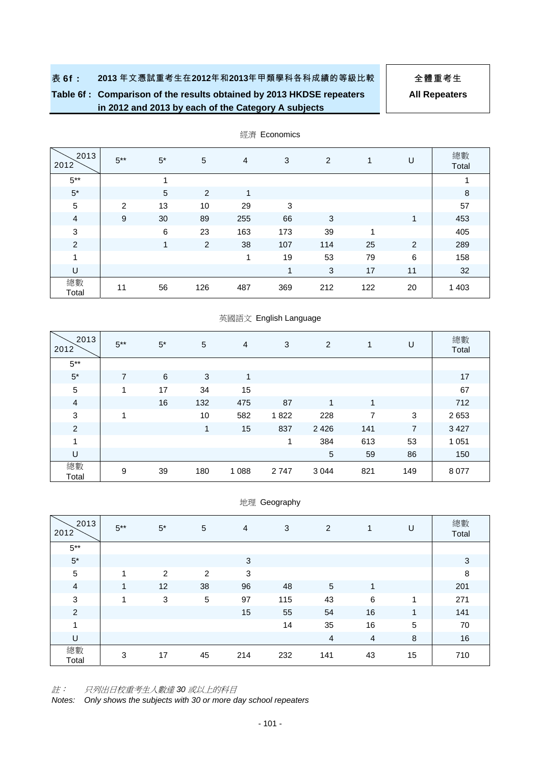**表 6f： 2013 年文憑試重考生在2012年和2013年甲類學科各科成績的等級比較**

**Table 6f : Comparison of the results obtained by 2013 HKDSE repeaters in 2012 and 2013 by each of the Category A subjects**

**全體重考生**
**All Repeaters**

經濟 Economics

| 2012 \ 2013 | 5** | 5* | 5 | 4 | 3 | 2 | 1 | U | 總數 Total |
|---|---|---|---|---|---|---|---|---|---|
| 5** | | 1 | | | | | | | 1 |
| 5* | | 5 | 2 | 1 | | | | | 8 |
| 5 | 2 | 13 | 10 | 29 | 3 | | | | 57 |
| 4 | 9 | 30 | 89 | 255 | 66 | 3 | | 1 | 453 |
| 3 | | 6 | 23 | 163 | 173 | 39 | 1 | | 405 |
| 2 | | 1 | 2 | 38 | 107 | 114 | 25 | 2 | 289 |
| 1 | | | | 1 | 19 | 53 | 79 | 6 | 158 |
| U | | | | | 1 | 3 | 17 | 11 | 32 |
| 總數 Total | 11 | 56 | 126 | 487 | 369 | 212 | 122 | 20 | 1 403 |

英國語文 English Language

| 2012 \ 2013 | 5** | 5* | 5 | 4 | 3 | 2 | 1 | U | 總數 Total |
|---|---|---|---|---|---|---|---|---|---|
| 5** | | | | | | | | | |
| 5* | 7 | 6 | 3 | 1 | | | | | 17 |
| 5 | 1 | 17 | 34 | 15 | | | | | 67 |
| 4 | | 16 | 132 | 475 | 87 | 1 | 1 | | 712 |
| 3 | 1 | | 10 | 582 | 1 822 | 228 | 7 | 3 | 2 653 |
| 2 | | | 1 | 15 | 837 | 2 426 | 141 | 7 | 3 427 |
| 1 | | | | | 1 | 384 | 613 | 53 | 1 051 |
| U | | | | | | 5 | 59 | 86 | 150 |
| 總數 Total | 9 | 39 | 180 | 1 088 | 2 747 | 3 044 | 821 | 149 | 8 077 |

地理 Geography

| 2012 \ 2013 | 5** | 5* | 5 | 4 | 3 | 2 | 1 | U | 總數 Total |
|---|---|---|---|---|---|---|---|---|---|
| 5** | | | | | | | | | |
| 5* | | | | 3 | | | | | 3 |
| 5 | 1 | 2 | 2 | 3 | | | | | 8 |
| 4 | 1 | 12 | 38 | 96 | 48 | 5 | 1 | | 201 |
| 3 | 1 | 3 | 5 | 97 | 115 | 43 | 6 | 1 | 271 |
| 2 | | | | 15 | 55 | 54 | 16 | 1 | 141 |
| 1 | | | | | 14 | 35 | 16 | 5 | 70 |
| U | | | | | | 4 | 4 | 8 | 16 |
| 總數 Total | 3 | 17 | 45 | 214 | 232 | 141 | 43 | 15 | 710 |

*註： 只列出日校重考生人數達 30 或以上的科目*

Notes: *Only shows the subjects with 30 or more day school repeaters*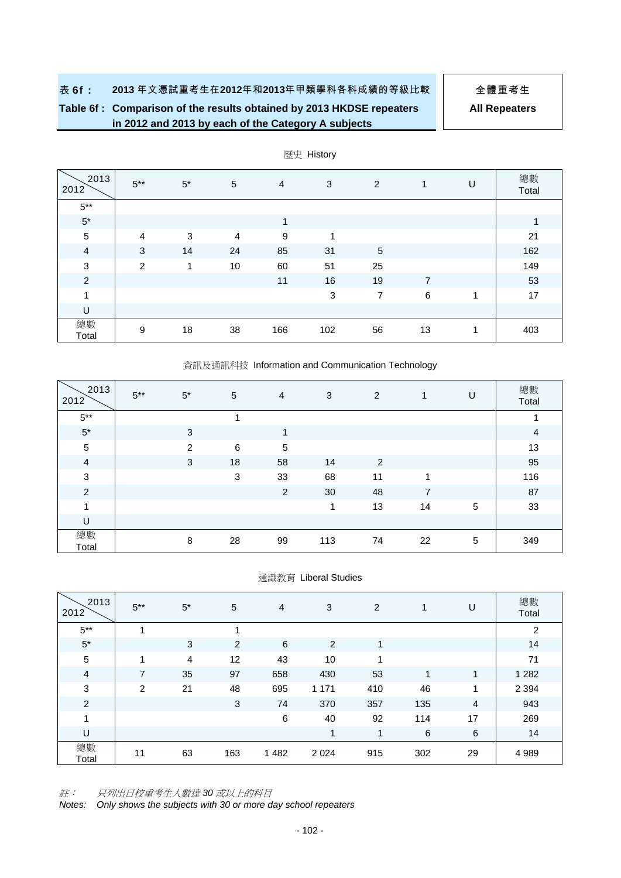**表 6f： 2013 年文憑試重考生在2012年和2013年甲類學科各科成績的等級比較**

**Table 6f : Comparison of the results obtained by 2013 HKDSE repeaters in 2012 and 2013 by each of the Category A subjects**

**全體重考生**

**All Repeaters**

歷史 History

| 2012 \ 2013 | 5** | 5* | 5 | 4 | 3 | 2 | 1 | U | 總數 Total |
|---|---|---|---|---|---|---|---|---|---|
| 5** | | | | | | | | | |
| 5* | | | | 1 | | | | | 1 |
| 5 | 4 | 3 | 4 | 9 | 1 | | | | 21 |
| 4 | 3 | 14 | 24 | 85 | 31 | 5 | | | 162 |
| 3 | 2 | 1 | 10 | 60 | 51 | 25 | | | 149 |
| 2 | | | | 11 | 16 | 19 | 7 | | 53 |
| 1 | | | | | 3 | 7 | 6 | 1 | 17 |
| U | | | | | | | | | |
| 總數 Total | 9 | 18 | 38 | 166 | 102 | 56 | 13 | 1 | 403 |

資訊及通訊科技 Information and Communication Technology

| 2012 \ 2013 | 5** | 5* | 5 | 4 | 3 | 2 | 1 | U | 總數 Total |
|---|---|---|---|---|---|---|---|---|---|
| 5** | | | 1 | | | | | | 1 |
| 5* | | 3 | | 1 | | | | | 4 |
| 5 | | 2 | 6 | 5 | | | | | 13 |
| 4 | | 3 | 18 | 58 | 14 | 2 | | | 95 |
| 3 | | | 3 | 33 | 68 | 11 | 1 | | 116 |
| 2 | | | | 2 | 30 | 48 | 7 | | 87 |
| 1 | | | | | 1 | 13 | 14 | 5 | 33 |
| U | | | | | | | | | |
| 總數 Total | | 8 | 28 | 99 | 113 | 74 | 22 | 5 | 349 |

通識教育 Liberal Studies

| 2012 \ 2013 | 5** | 5* | 5 | 4 | 3 | 2 | 1 | U | 總數 Total |
|---|---|---|---|---|---|---|---|---|---|
| 5** | 1 | | 1 | | | | | | 2 |
| 5* | | 3 | 2 | 6 | 2 | 1 | | | 14 |
| 5 | 1 | 4 | 12 | 43 | 10 | 1 | | | 71 |
| 4 | 7 | 35 | 97 | 658 | 430 | 53 | 1 | 1 | 1 282 |
| 3 | 2 | 21 | 48 | 695 | 1 171 | 410 | 46 | 1 | 2 394 |
| 2 | | | 3 | 74 | 370 | 357 | 135 | 4 | 943 |
| 1 | | | | 6 | 40 | 92 | 114 | 17 | 269 |
| U | | | | | 1 | 1 | 6 | 6 | 14 |
| 總數 Total | 11 | 63 | 163 | 1 482 | 2 024 | 915 | 302 | 29 | 4 989 |

*註： 只列出日校重考生人數達 30 或以上的科目*

*Notes: Only shows the subjects with 30 or more day school repeaters*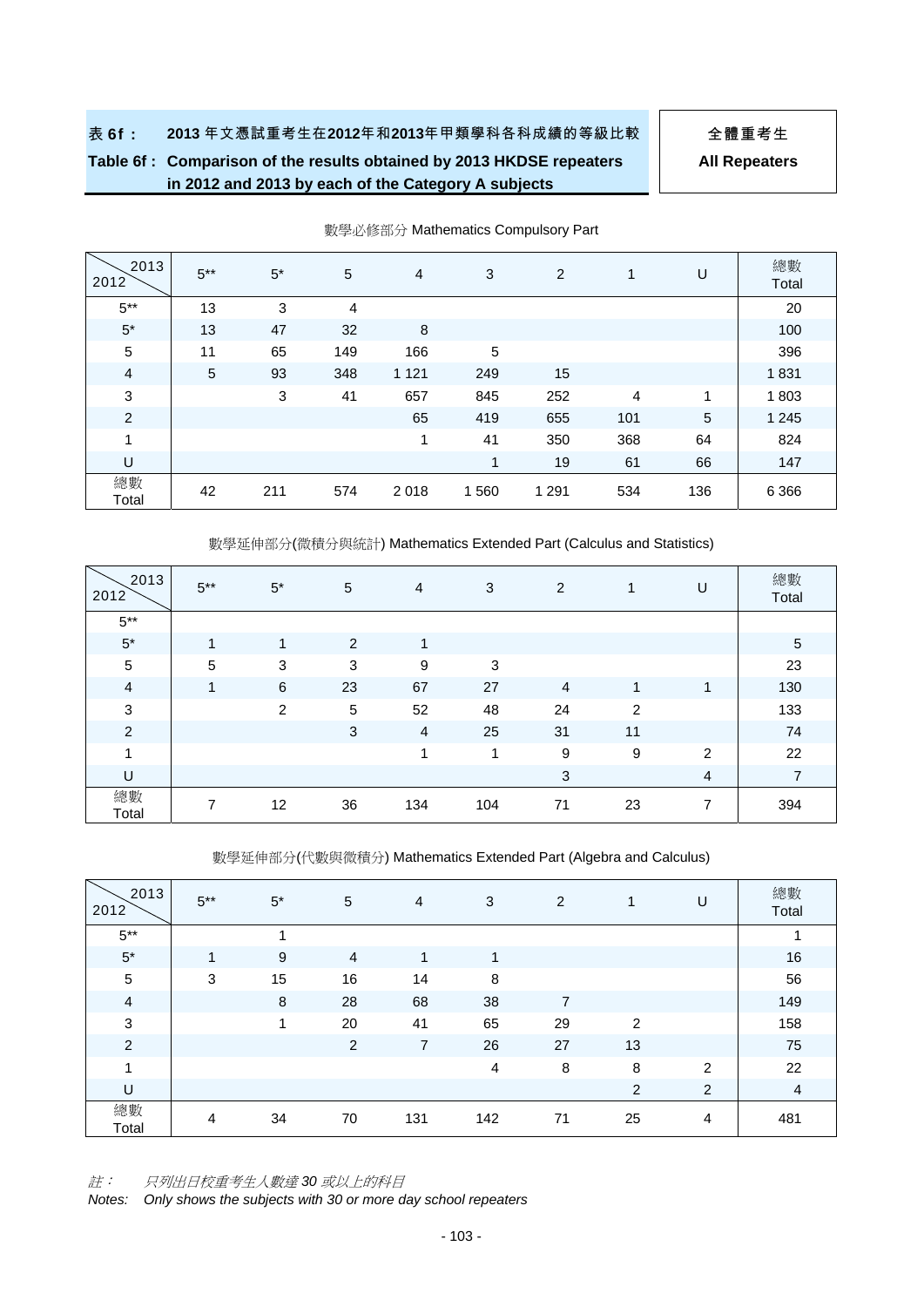**表 6f： 2013 年文憑試重考生在2012年和2013年甲類學科各科成績的等級比較**

**Table 6f : Comparison of the results obtained by 2013 HKDSE repeaters in 2012 and 2013 by each of the Category A subjects**

**全體重考生**
**All Repeaters**

數學必修部分 Mathematics Compulsory Part

| 2012 \ 2013 | 5** | 5* | 5 | 4 | 3 | 2 | 1 | U | 總數 Total |
|---|---|---|---|---|---|---|---|---|---|
| 5** | 13 | 3 | 4 | | | | | | 20 |
| 5* | 13 | 47 | 32 | 8 | | | | | 100 |
| 5 | 11 | 65 | 149 | 166 | 5 | | | | 396 |
| 4 | 5 | 93 | 348 | 1 121 | 249 | 15 | | | 1 831 |
| 3 | | 3 | 41 | 657 | 845 | 252 | 4 | 1 | 1 803 |
| 2 | | | | 65 | 419 | 655 | 101 | 5 | 1 245 |
| 1 | | | | 1 | 41 | 350 | 368 | 64 | 824 |
| U | | | | | 1 | 19 | 61 | 66 | 147 |
| 總數 Total | 42 | 211 | 574 | 2 018 | 1 560 | 1 291 | 534 | 136 | 6 366 |

數學延伸部分(微積分與統計) Mathematics Extended Part (Calculus and Statistics)

| 2012 \ 2013 | 5** | 5* | 5 | 4 | 3 | 2 | 1 | U | 總數 Total |
|---|---|---|---|---|---|---|---|---|---|
| 5** | | | | | | | | | |
| 5* | 1 | 1 | 2 | 1 | | | | | 5 |
| 5 | 5 | 3 | 3 | 9 | 3 | | | | 23 |
| 4 | 1 | 6 | 23 | 67 | 27 | 4 | 1 | 1 | 130 |
| 3 | | 2 | 5 | 52 | 48 | 24 | 2 | | 133 |
| 2 | | | 3 | 4 | 25 | 31 | 11 | | 74 |
| 1 | | | | 1 | 1 | 9 | 9 | 2 | 22 |
| U | | | | | | 3 | | 4 | 7 |
| 總數 Total | 7 | 12 | 36 | 134 | 104 | 71 | 23 | 7 | 394 |

數學延伸部分(代數與微積分) Mathematics Extended Part (Algebra and Calculus)

| 2012 \ 2013 | 5** | 5* | 5 | 4 | 3 | 2 | 1 | U | 總數 Total |
|---|---|---|---|---|---|---|---|---|---|
| 5** | | 1 | | | | | | | 1 |
| 5* | 1 | 9 | 4 | 1 | 1 | | | | 16 |
| 5 | 3 | 15 | 16 | 14 | 8 | | | | 56 |
| 4 | | 8 | 28 | 68 | 38 | 7 | | | 149 |
| 3 | | 1 | 20 | 41 | 65 | 29 | 2 | | 158 |
| 2 | | | 2 | 7 | 26 | 27 | 13 | | 75 |
| 1 | | | | | 4 | 8 | 8 | 2 | 22 |
| U | | | | | | | 2 | 2 | 4 |
| 總數 Total | 4 | 34 | 70 | 131 | 142 | 71 | 25 | 4 | 481 |

*註： 只列出日校重考生人數達 30 或以上的科目*

*Notes: Only shows the subjects with 30 or more day school repeaters*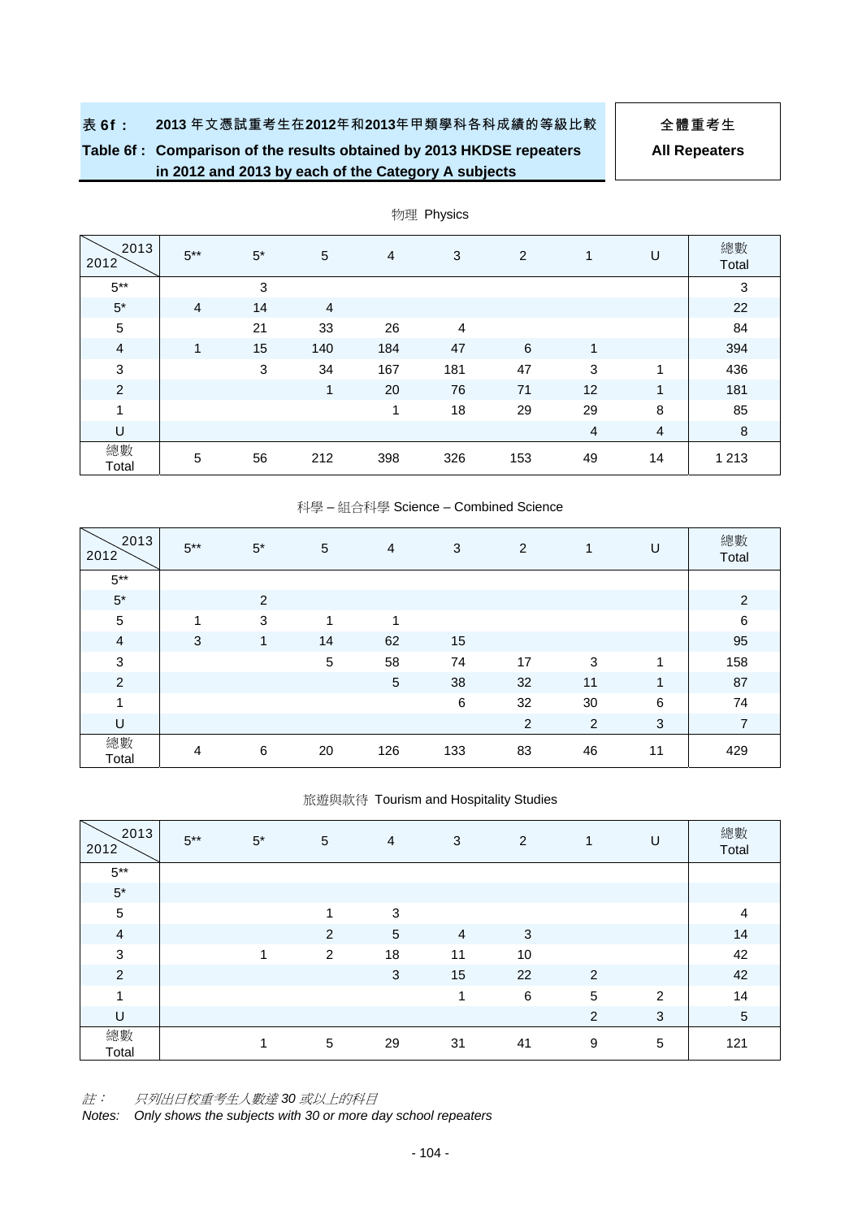**表 6f： 2013 年文憑試重考生在2012年和2013年甲類學科各科成績的等級比較**

**Table 6f : Comparison of the results obtained by 2013 HKDSE repeaters in 2012 and 2013 by each of the Category A subjects**

**全體重考生**
**All Repeaters**

物理 Physics

| 2012 \ 2013 | 5** | 5* | 5 | 4 | 3 | 2 | 1 | U | 總數 Total |
|---|---|---|---|---|---|---|---|---|---|
| 5** | | 3 | | | | | | | 3 |
| 5* | 4 | 14 | 4 | | | | | | 22 |
| 5 | | 21 | 33 | 26 | 4 | | | | 84 |
| 4 | 1 | 15 | 140 | 184 | 47 | 6 | 1 | | 394 |
| 3 | | 3 | 34 | 167 | 181 | 47 | 3 | 1 | 436 |
| 2 | | | 1 | 20 | 76 | 71 | 12 | 1 | 181 |
| 1 | | | | 1 | 18 | 29 | 29 | 8 | 85 |
| U | | | | | | | 4 | 4 | 8 |
| 總數 Total | 5 | 56 | 212 | 398 | 326 | 153 | 49 | 14 | 1 213 |

科學 – 組合科學 Science – Combined Science

| 2012 \ 2013 | 5** | 5* | 5 | 4 | 3 | 2 | 1 | U | 總數 Total |
|---|---|---|---|---|---|---|---|---|---|
| 5** | | | | | | | | | |
| 5* | | 2 | | | | | | | 2 |
| 5 | 1 | 3 | 1 | 1 | | | | | 6 |
| 4 | 3 | 1 | 14 | 62 | 15 | | | | 95 |
| 3 | | | 5 | 58 | 74 | 17 | 3 | 1 | 158 |
| 2 | | | | 5 | 38 | 32 | 11 | 1 | 87 |
| 1 | | | | | 6 | 32 | 30 | 6 | 74 |
| U | | | | | | 2 | 2 | 3 | 7 |
| 總數 Total | 4 | 6 | 20 | 126 | 133 | 83 | 46 | 11 | 429 |

旅遊與款待 Tourism and Hospitality Studies

| 2012 \ 2013 | 5** | 5* | 5 | 4 | 3 | 2 | 1 | U | 總數 Total |
|---|---|---|---|---|---|---|---|---|---|
| 5** | | | | | | | | | |
| 5* | | | | | | | | | |
| 5 | | | 1 | 3 | | | | | 4 |
| 4 | | | 2 | 5 | 4 | 3 | | | 14 |
| 3 | | 1 | 2 | 18 | 11 | 10 | | | 42 |
| 2 | | | | 3 | 15 | 22 | 2 | | 42 |
| 1 | | | | | 1 | 6 | 5 | 2 | 14 |
| U | | | | | | | 2 | 3 | 5 |
| 總數 Total | | 1 | 5 | 29 | 31 | 41 | 9 | 5 | 121 |

*註： 只列出日校重考生人數達 30 或以上的科目*

*Notes: Only shows the subjects with 30 or more day school repeaters*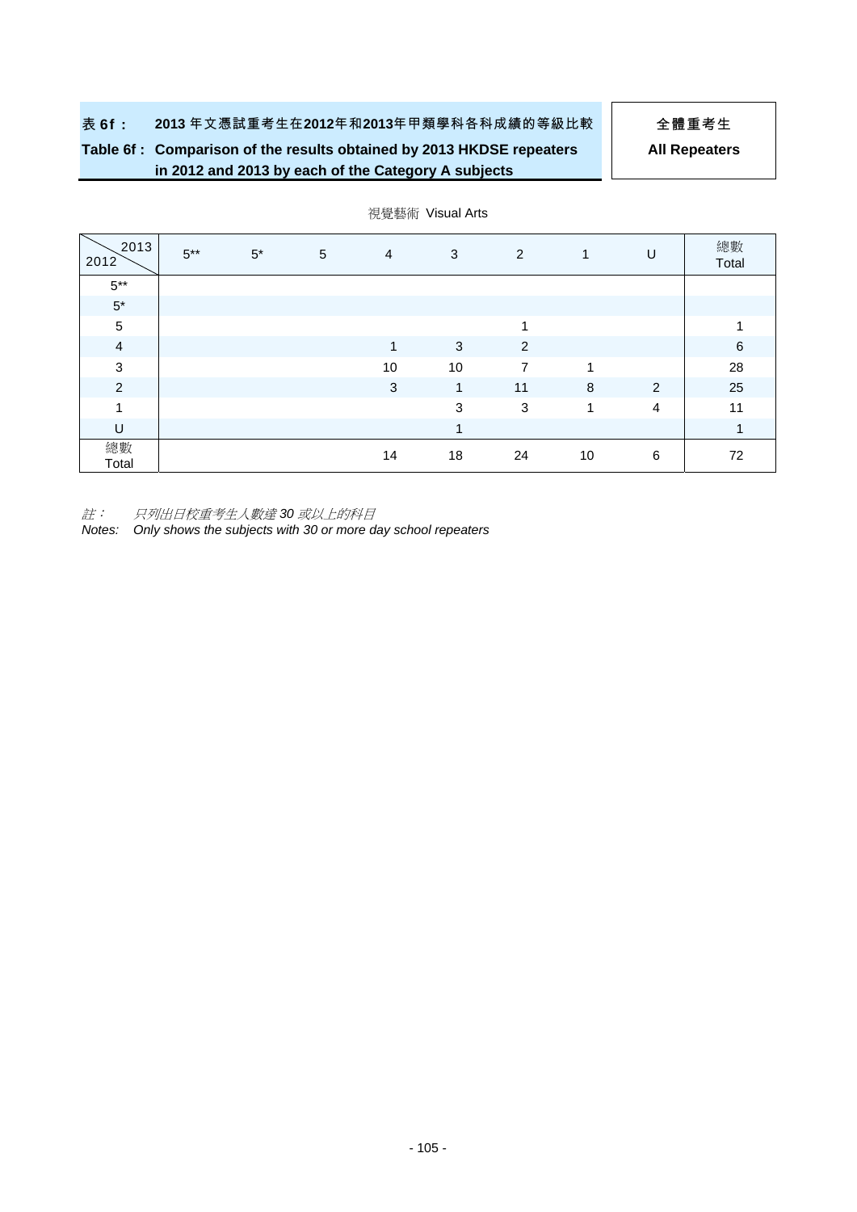**表 6f： 2013 年文憑試重考生在2012年和2013年甲類學科各科成績的等級比較**

**Table 6f : Comparison of the results obtained by 2013 HKDSE repeaters in 2012 and 2013 by each of the Category A subjects**

**全體重考生**

**All Repeaters**

視覺藝術 Visual Arts

| 2013 / 2012 | 5** | 5* | 5 | 4 | 3 | 2 | 1 | U | 總數 Total |
|---|---|---|---|---|---|---|---|---|---|
| 5** | | | | | | | | | |
| 5* | | | | | | | | | |
| 5 | | | | | | 1 | | | 1 |
| 4 | | | | 1 | 3 | 2 | | | 6 |
| 3 | | | | 10 | 10 | 7 | 1 | | 28 |
| 2 | | | | 3 | 1 | 11 | 8 | 2 | 25 |
| 1 | | | | | 3 | 3 | 1 | 4 | 11 |
| U | | | | | 1 | | | | 1 |
| 總數 Total | | | | 14 | 18 | 24 | 10 | 6 | 72 |

*註： 只列出日校重考生人數達 30 或以上的科目*

*Notes: Only shows the subjects with 30 or more day school repeaters*